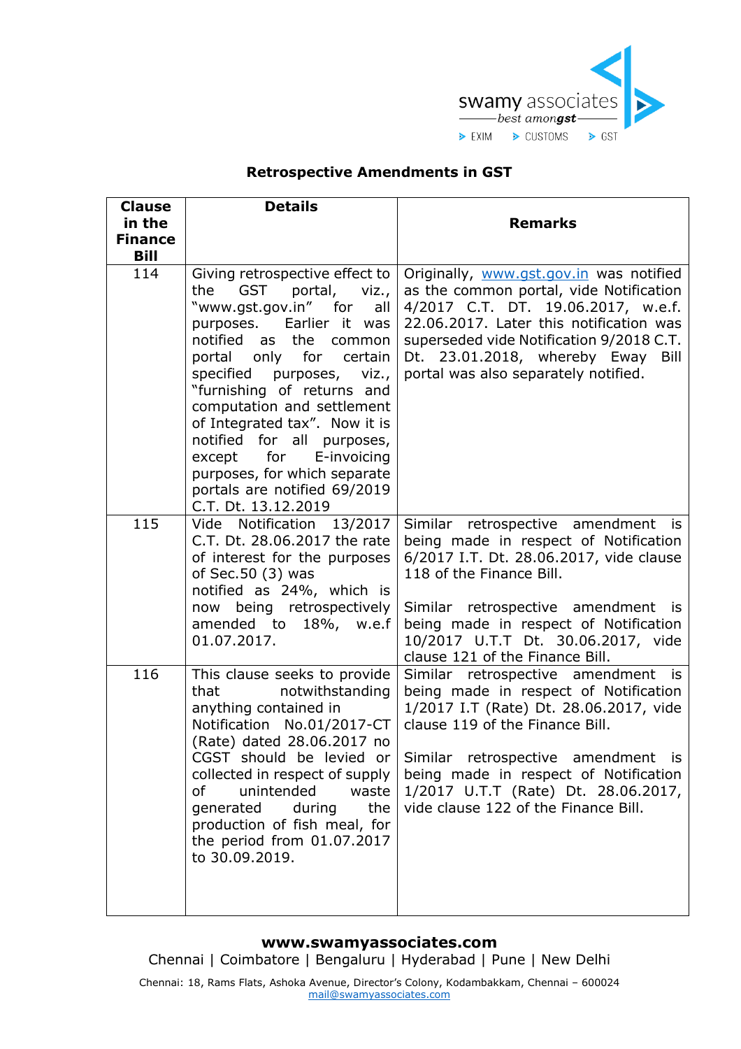## Retrospective Amendments in GST

| Clause in the Finance Bill | Details | Remarks |
|---|---|---|
| 114 | Giving retrospective effect to the GST portal, viz., "www.gst.gov.in" for all purposes. Earlier it was notified as the common portal only for certain specified purposes, viz., "furnishing of returns and computation and settlement of Integrated tax". Now it is notified for all purposes, except for E-invoicing purposes, for which separate portals are notified 69/2019 C.T. Dt. 13.12.2019 | Originally, www.gst.gov.in was notified as the common portal, vide Notification 4/2017 C.T. DT. 19.06.2017, w.e.f. 22.06.2017. Later this notification was superseded vide Notification 9/2018 C.T. Dt. 23.01.2018, whereby Eway Bill portal was also separately notified. |
| 115 | Vide Notification 13/2017 C.T. Dt. 28.06.2017 the rate of interest for the purposes of Sec.50 (3) was notified as 24%, which is now being retrospectively amended to 18%, w.e.f 01.07.2017. | Similar retrospective amendment is being made in respect of Notification 6/2017 I.T. Dt. 28.06.2017, vide clause 118 of the Finance Bill.<br><br>Similar retrospective amendment is being made in respect of Notification 10/2017 U.T.T Dt. 30.06.2017, vide clause 121 of the Finance Bill. |
| 116 | This clause seeks to provide that notwithstanding anything contained in Notification No.01/2017-CT (Rate) dated 28.06.2017 no CGST should be levied or collected in respect of supply of unintended waste generated during the production of fish meal, for the period from 01.07.2017 to 30.09.2019. | Similar retrospective amendment is being made in respect of Notification 1/2017 I.T (Rate) Dt. 28.06.2017, vide clause 119 of the Finance Bill.<br><br>Similar retrospective amendment is being made in respect of Notification 1/2017 U.T.T (Rate) Dt. 28.06.2017, vide clause 122 of the Finance Bill. |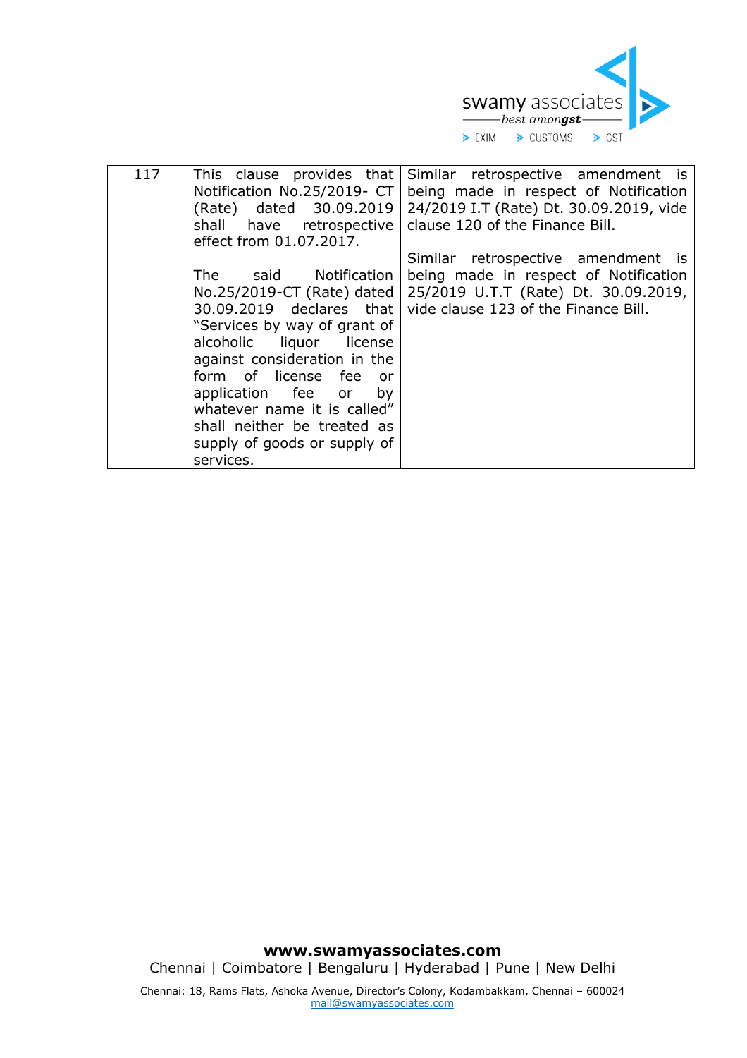| | | |
|---|---|---|
| 117 | This clause provides that Notification No.25/2019- CT (Rate) dated 30.09.2019 shall have retrospective effect from 01.07.2017.<br><br>The said Notification No.25/2019-CT (Rate) dated 30.09.2019 declares that "Services by way of grant of alcoholic liquor license against consideration in the form of license fee or application fee or by whatever name it is called" shall neither be treated as supply of goods or supply of services. | Similar retrospective amendment is being made in respect of Notification 24/2019 I.T (Rate) Dt. 30.09.2019, vide clause 120 of the Finance Bill.<br><br>Similar retrospective amendment is being made in respect of Notification 25/2019 U.T.T (Rate) Dt. 30.09.2019, vide clause 123 of the Finance Bill. |